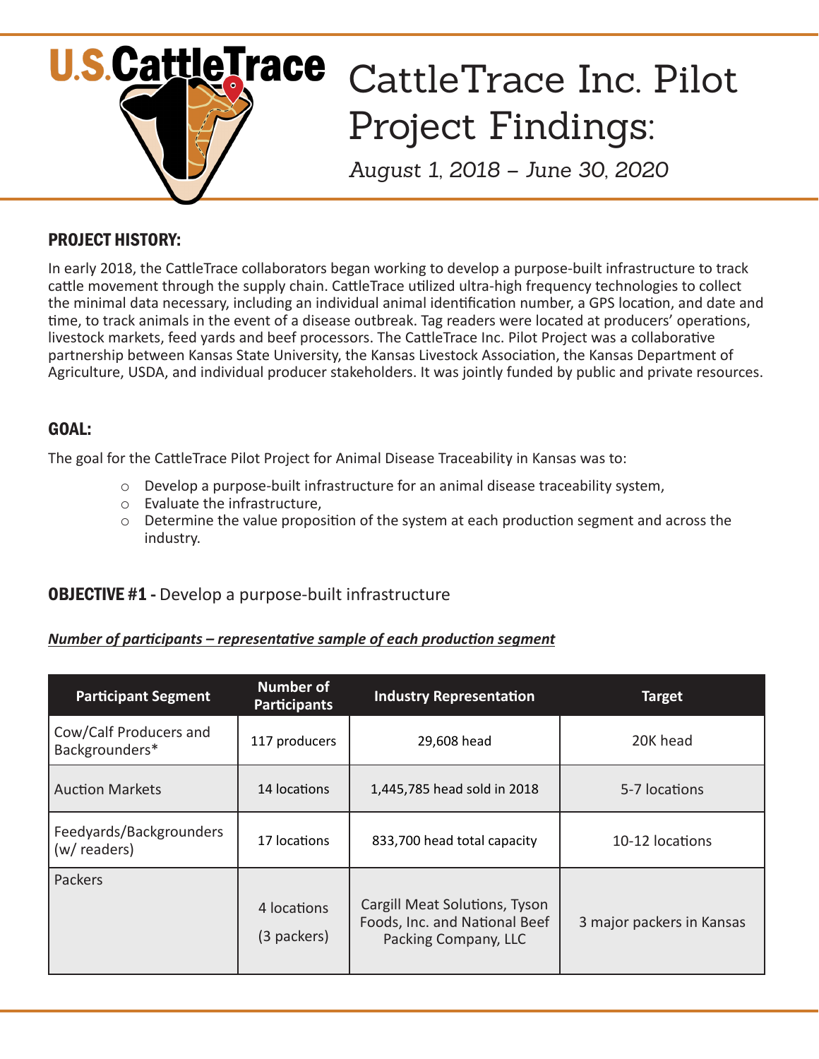# CattleTrace Inc. Pilot Project Findings:

*August 1, 2018 – June 30, 2020*

## PROJECT HISTORY:

In early 2018, the CattleTrace collaborators began working to develop a purpose-built infrastructure to track cattle movement through the supply chain. CattleTrace utilized ultra-high frequency technologies to collect the minimal data necessary, including an individual animal identification number, a GPS location, and date and time, to track animals in the event of a disease outbreak. Tag readers were located at producers' operations, livestock markets, feed yards and beef processors. The CattleTrace Inc. Pilot Project was a collaborative partnership between Kansas State University, the Kansas Livestock Association, the Kansas Department of Agriculture, USDA, and individual producer stakeholders. It was jointly funded by public and private resources.

## GOAL:

The goal for the CattleTrace Pilot Project for Animal Disease Traceability in Kansas was to:

- Develop a purpose-built infrastructure for an animal disease traceability system,
- Evaluate the infrastructure,
- Determine the value proposition of the system at each production segment and across the industry.

## OBJECTIVE #1 - Develop a purpose-built infrastructure

***Number of participants – representative sample of each production segment***

| Participant Segment | Number of Participants | Industry Representation | Target |
|---|---|---|---|
| Cow/Calf Producers and Backgrounders* | 117 producers | 29,608 head | 20K head |
| Auction Markets | 14 locations | 1,445,785 head sold in 2018 | 5-7 locations |
| Feedyards/Backgrounders (w/ readers) | 17 locations | 833,700 head total capacity | 10-12 locations |
| Packers | 4 locations (3 packers) | Cargill Meat Solutions, Tyson Foods, Inc. and National Beef Packing Company, LLC | 3 major packers in Kansas |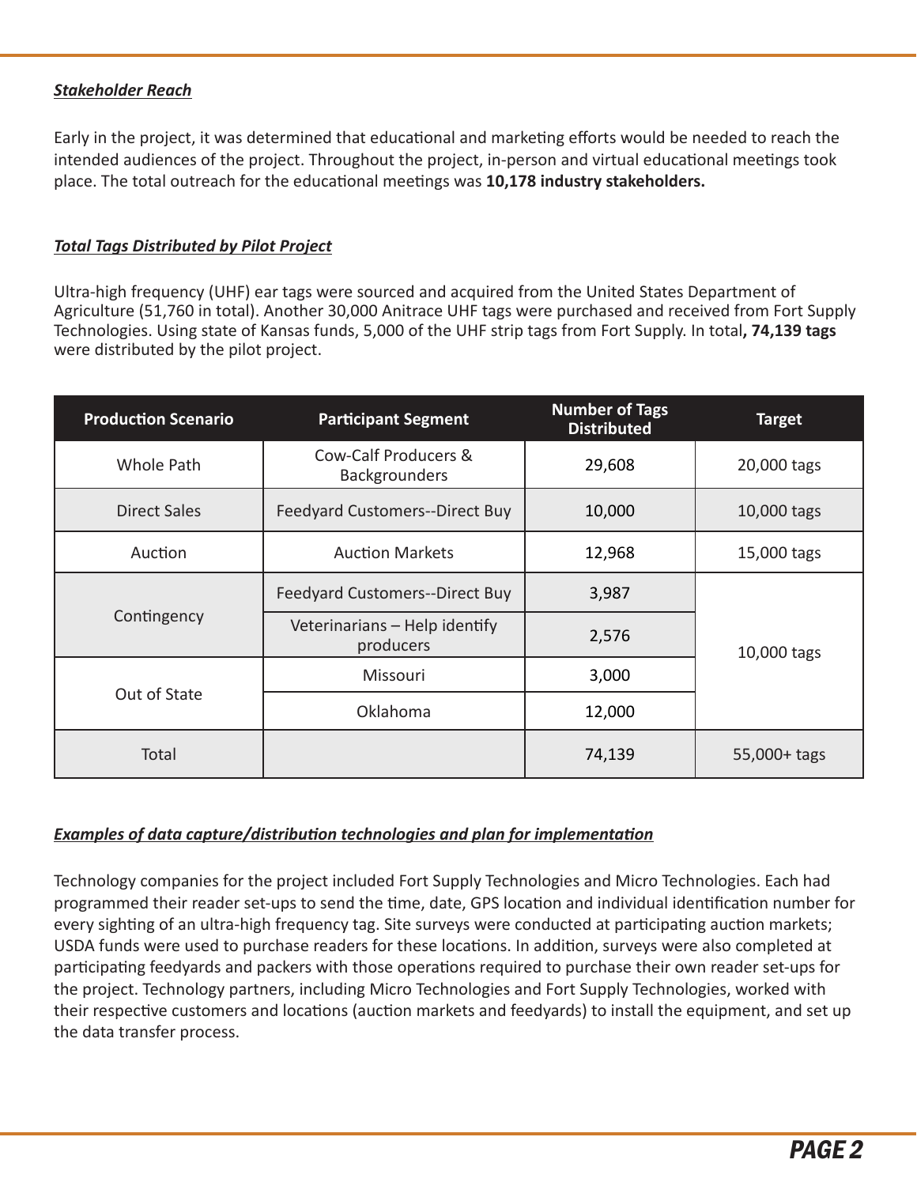***Stakeholder Reach***

Early in the project, it was determined that educational and marketing efforts would be needed to reach the intended audiences of the project. Throughout the project, in-person and virtual educational meetings took place. The total outreach for the educational meetings was **10,178 industry stakeholders.**

***Total Tags Distributed by Pilot Project***

Ultra-high frequency (UHF) ear tags were sourced and acquired from the United States Department of Agriculture (51,760 in total). Another 30,000 Anitrace UHF tags were purchased and received from Fort Supply Technologies. Using state of Kansas funds, 5,000 of the UHF strip tags from Fort Supply. In total**, 74,139 tags** were distributed by the pilot project.

| Production Scenario | Participant Segment | Number of Tags Distributed | Target |
|---|---|---|---|
| Whole Path | Cow-Calf Producers & Backgrounders | 29,608 | 20,000 tags |
| Direct Sales | Feedyard Customers--Direct Buy | 10,000 | 10,000 tags |
| Auction | Auction Markets | 12,968 | 15,000 tags |
| Contingency | Feedyard Customers--Direct Buy | 3,987 | 10,000 tags |
| | Veterinarians – Help identify producers | 2,576 | |
| Out of State | Missouri | 3,000 | |
| | Oklahoma | 12,000 | |
| Total | | 74,139 | 55,000+ tags |

***Examples of data capture/distribution technologies and plan for implementation***

Technology companies for the project included Fort Supply Technologies and Micro Technologies. Each had programmed their reader set-ups to send the time, date, GPS location and individual identification number for every sighting of an ultra-high frequency tag. Site surveys were conducted at participating auction markets; USDA funds were used to purchase readers for these locations. In addition, surveys were also completed at participating feedyards and packers with those operations required to purchase their own reader set-ups for the project. Technology partners, including Micro Technologies and Fort Supply Technologies, worked with their respective customers and locations (auction markets and feedyards) to install the equipment, and set up the data transfer process.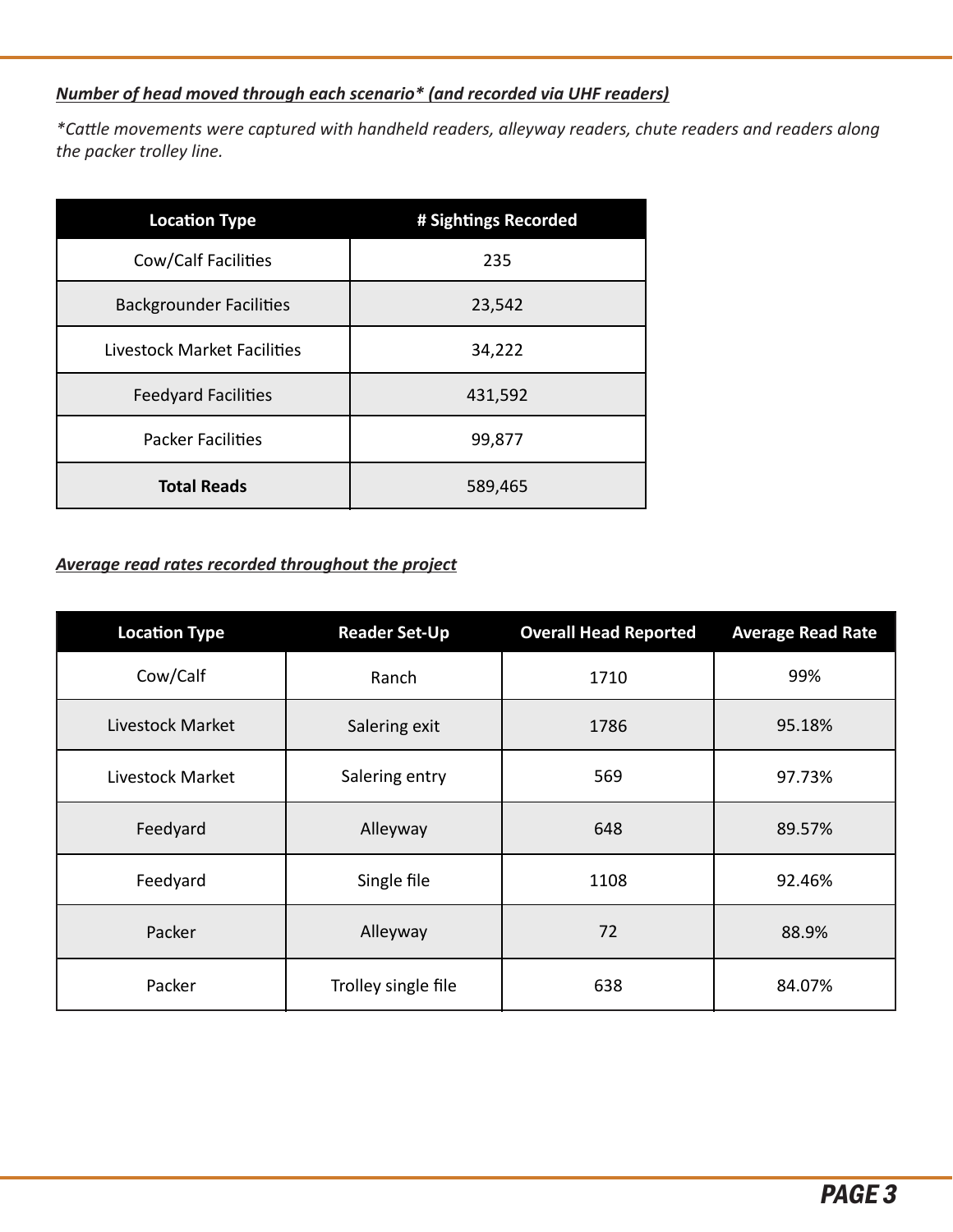***Number of head moved through each scenario* (and recorded via UHF readers)***

**Cattle movements were captured with handheld readers, alleyway readers, chute readers and readers along the packer trolley line.*

| Location Type | # Sightings Recorded |
|---|---|
| Cow/Calf Facilities | 235 |
| Backgrounder Facilities | 23,542 |
| Livestock Market Facilities | 34,222 |
| Feedyard Facilities | 431,592 |
| Packer Facilities | 99,877 |
| **Total Reads** | 589,465 |

***Average read rates recorded throughout the project***

| Location Type | Reader Set-Up | Overall Head Reported | Average Read Rate |
|---|---|---|---|
| Cow/Calf | Ranch | 1710 | 99% |
| Livestock Market | Salering exit | 1786 | 95.18% |
| Livestock Market | Salering entry | 569 | 97.73% |
| Feedyard | Alleyway | 648 | 89.57% |
| Feedyard | Single file | 1108 | 92.46% |
| Packer | Alleyway | 72 | 88.9% |
| Packer | Trolley single file | 638 | 84.07% |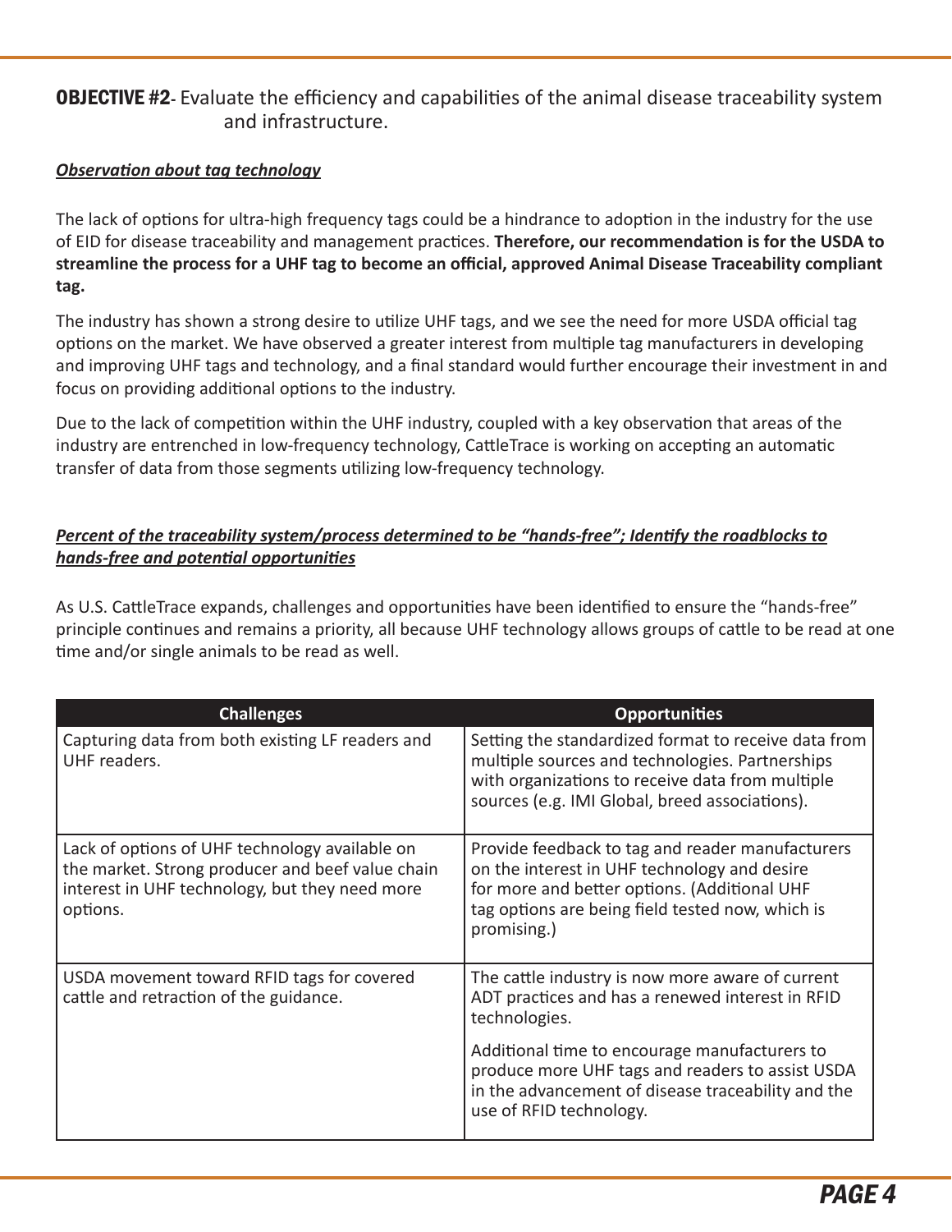## **OBJECTIVE #2**- Evaluate the efficiency and capabilities of the animal disease traceability system and infrastructure.

***Observation about tag technology***

The lack of options for ultra-high frequency tags could be a hindrance to adoption in the industry for the use of EID for disease traceability and management practices. **Therefore, our recommendation is for the USDA to streamline the process for a UHF tag to become an official, approved Animal Disease Traceability compliant tag.**

The industry has shown a strong desire to utilize UHF tags, and we see the need for more USDA official tag options on the market. We have observed a greater interest from multiple tag manufacturers in developing and improving UHF tags and technology, and a final standard would further encourage their investment in and focus on providing additional options to the industry.

Due to the lack of competition within the UHF industry, coupled with a key observation that areas of the industry are entrenched in low-frequency technology, CattleTrace is working on accepting an automatic transfer of data from those segments utilizing low-frequency technology.

***Percent of the traceability system/process determined to be "hands-free"; Identify the roadblocks to hands-free and potential opportunities***

As U.S. CattleTrace expands, challenges and opportunities have been identified to ensure the "hands-free" principle continues and remains a priority, all because UHF technology allows groups of cattle to be read at one time and/or single animals to be read as well.

| Challenges | Opportunities |
|---|---|
| Capturing data from both existing LF readers and UHF readers. | Setting the standardized format to receive data from multiple sources and technologies. Partnerships with organizations to receive data from multiple sources (e.g. IMI Global, breed associations). |
| Lack of options of UHF technology available on the market. Strong producer and beef value chain interest in UHF technology, but they need more options. | Provide feedback to tag and reader manufacturers on the interest in UHF technology and desire for more and better options. (Additional UHF tag options are being field tested now, which is promising.) |
| USDA movement toward RFID tags for covered cattle and retraction of the guidance. | The cattle industry is now more aware of current ADT practices and has a renewed interest in RFID technologies.<br><br>Additional time to encourage manufacturers to produce more UHF tags and readers to assist USDA in the advancement of disease traceability and the use of RFID technology. |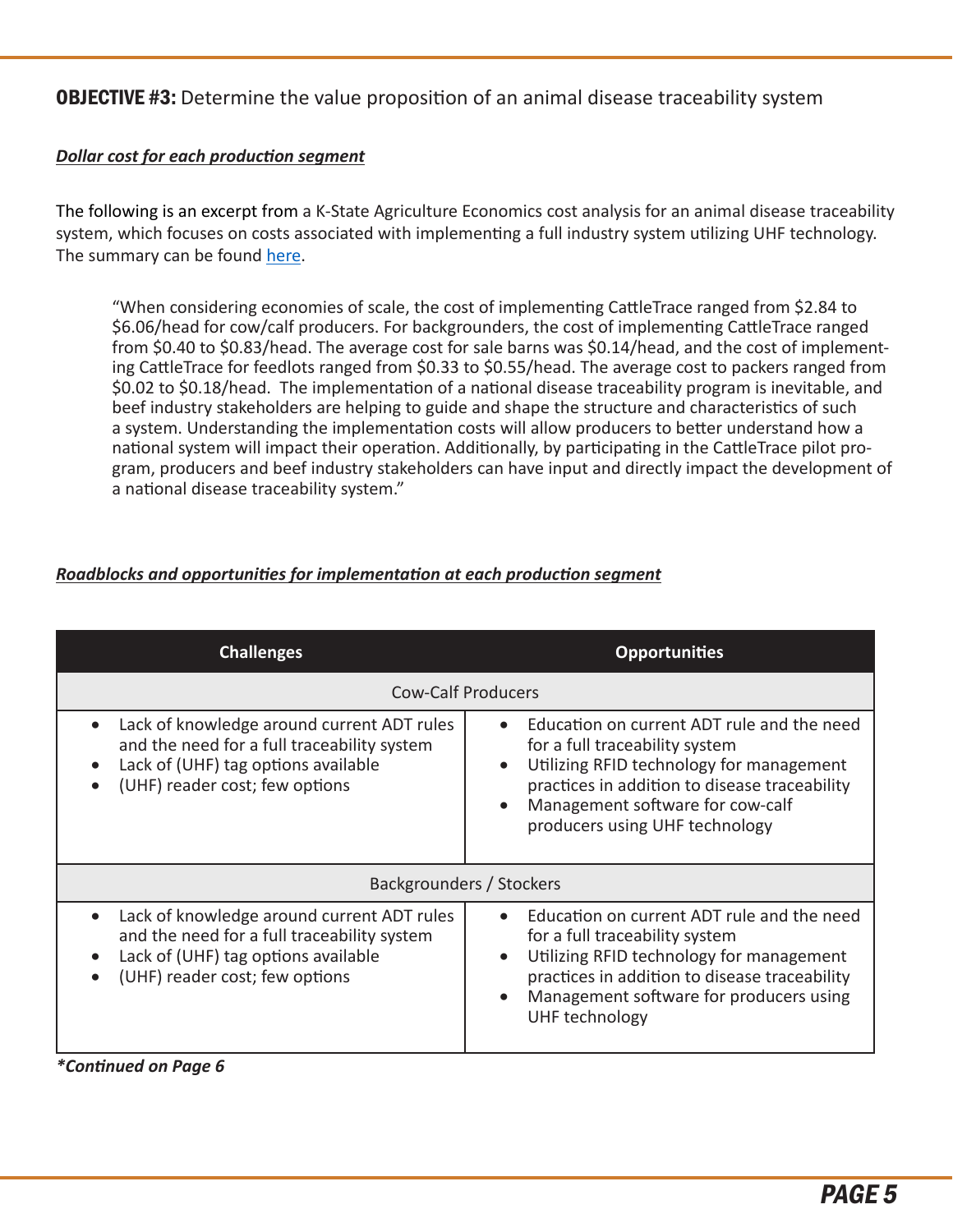## **OBJECTIVE #3:** Determine the value proposition of an animal disease traceability system

***Dollar cost for each production segment***

The following is an excerpt from a K-State Agriculture Economics cost analysis for an animal disease traceability system, which focuses on costs associated with implementing a full industry system utilizing UHF technology. The summary can be found here.

> "When considering economies of scale, the cost of implementing CattleTrace ranged from $2.84 to $6.06/head for cow/calf producers. For backgrounders, the cost of implementing CattleTrace ranged from $0.40 to $0.83/head. The average cost for sale barns was $0.14/head, and the cost of implementing CattleTrace for feedlots ranged from $0.33 to $0.55/head. The average cost to packers ranged from $0.02 to $0.18/head. The implementation of a national disease traceability program is inevitable, and beef industry stakeholders are helping to guide and shape the structure and characteristics of such a system. Understanding the implementation costs will allow producers to better understand how a national system will impact their operation. Additionally, by participating in the CattleTrace pilot program, producers and beef industry stakeholders can have input and directly impact the development of a national disease traceability system."

***Roadblocks and opportunities for implementation at each production segment***

| Challenges | Opportunities |
| --- | --- |
| Cow-Calf Producers | |
| • Lack of knowledge around current ADT rules and the need for a full traceability system<br>• Lack of (UHF) tag options available<br>• (UHF) reader cost; few options | • Education on current ADT rule and the need for a full traceability system<br>• Utilizing RFID technology for management practices in addition to disease traceability<br>• Management software for cow-calf producers using UHF technology |
| Backgrounders / Stockers | |
| • Lack of knowledge around current ADT rules and the need for a full traceability system<br>• Lack of (UHF) tag options available<br>• (UHF) reader cost; few options | • Education on current ADT rule and the need for a full traceability system<br>• Utilizing RFID technology for management practices in addition to disease traceability<br>• Management software for producers using UHF technology |

***Continued on Page 6***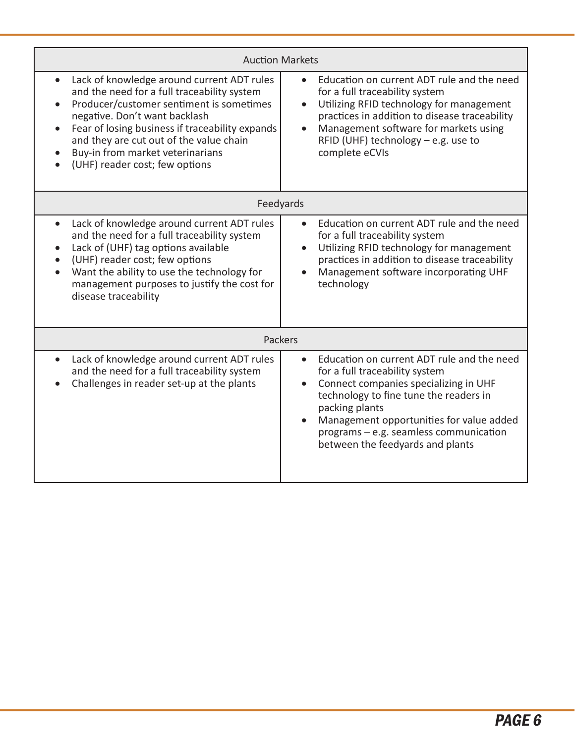| | |
|---|---|
| **Auction Markets** | |
| • Lack of knowledge around current ADT rules and the need for a full traceability system<br>• Producer/customer sentiment is sometimes negative. Don't want backlash<br>• Fear of losing business if traceability expands and they are cut out of the value chain<br>• Buy-in from market veterinarians<br>• (UHF) reader cost; few options | • Education on current ADT rule and the need for a full traceability system<br>• Utilizing RFID technology for management practices in addition to disease traceability<br>• Management software for markets using RFID (UHF) technology – e.g. use to complete eCVIs |
| **Feedyards** | |
| • Lack of knowledge around current ADT rules and the need for a full traceability system<br>• Lack of (UHF) tag options available<br>• (UHF) reader cost; few options<br>• Want the ability to use the technology for management purposes to justify the cost for disease traceability | • Education on current ADT rule and the need for a full traceability system<br>• Utilizing RFID technology for management practices in addition to disease traceability<br>• Management software incorporating UHF technology |
| **Packers** | |
| • Lack of knowledge around current ADT rules and the need for a full traceability system<br>• Challenges in reader set-up at the plants | • Education on current ADT rule and the need for a full traceability system<br>• Connect companies specializing in UHF technology to fine tune the readers in packing plants<br>• Management opportunities for value added programs – e.g. seamless communication between the feedyards and plants |